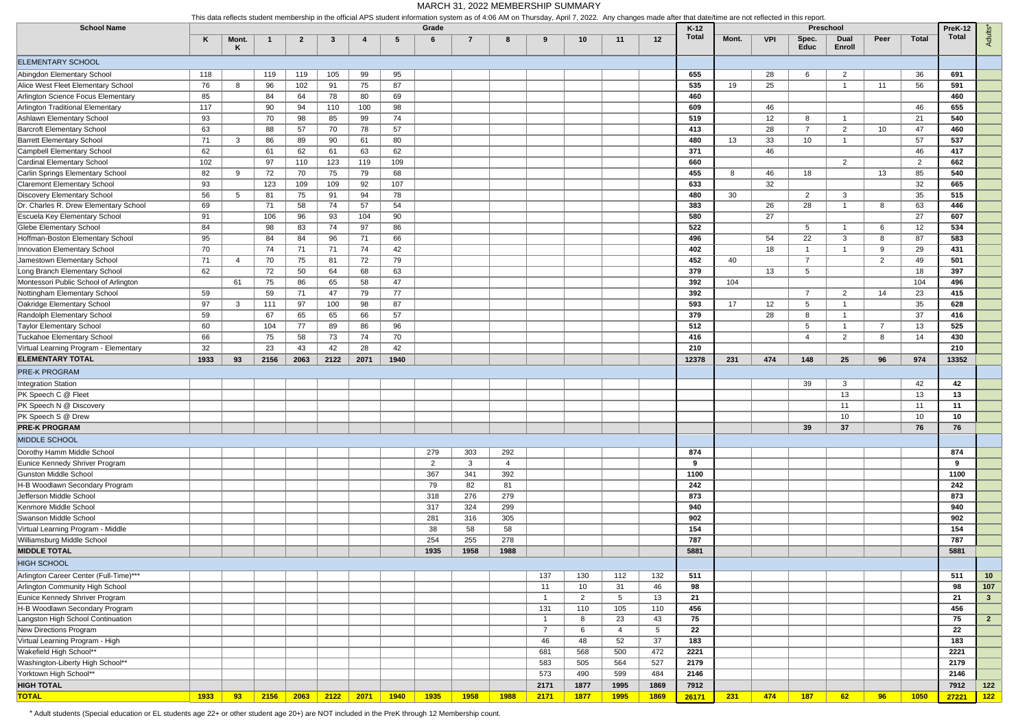# MARCH 31, 2022 MEMBERSHIP SUMMARY

This data reflects student membership in the official APS student information system as of 4:06 AM on Thursday, April 7, 2022. Any changes made after that date/time are not reflected in this report.

| School Name | Grade | | | | | | | | | | | | | | K-12 | Preschool | | | | | | PreK-12 | Adults* |
|---|---|---|---|---|---|---|---|---|---|---|---|---|---|---|---|---|---|---|---|---|---|---|---|
| | K | Mont. K | 1 | 2 | 3 | 4 | 5 | 6 | 7 | 8 | 9 | 10 | 11 | 12 | Total | Mont. | VPI | Spec. Educ | Dual Enroll | Peer | Total | Total | |
| **ELEMENTARY SCHOOL** | | | | | | | | | | | | | | | | | | | | | | | |
| Abingdon Elementary School | 118 | | 119 | 119 | 105 | 99 | 95 | | | | | | | | **655** | | 28 | 6 | 2 | | 36 | **691** | |
| Alice West Fleet Elementary School | 76 | 8 | 96 | 102 | 91 | 75 | 87 | | | | | | | | **535** | 19 | 25 | | 1 | 11 | 56 | **591** | |
| Arlington Science Focus Elementary | 85 | | 84 | 64 | 78 | 80 | 69 | | | | | | | | **460** | | | | | | | **460** | |
| Arlington Traditional Elementary | 117 | | 90 | 94 | 110 | 100 | 98 | | | | | | | | **609** | | 46 | | | | 46 | **655** | |
| Ashlawn Elementary School | 93 | | 70 | 98 | 85 | 99 | 74 | | | | | | | | **519** | | 12 | 8 | 1 | | 21 | **540** | |
| Barcroft Elementary School | 63 | | 88 | 57 | 70 | 78 | 57 | | | | | | | | **413** | | 28 | 7 | 2 | 10 | 47 | **460** | |
| Barrett Elementary School | 71 | 3 | 86 | 89 | 90 | 61 | 80 | | | | | | | | **480** | 13 | 33 | 10 | 1 | | 57 | **537** | |
| Campbell Elementary School | 62 | | 61 | 62 | 61 | 63 | 62 | | | | | | | | **371** | | 46 | | | | 46 | **417** | |
| Cardinal Elementary School | 102 | | 97 | 110 | 123 | 119 | 109 | | | | | | | | **660** | | | | 2 | | 2 | **662** | |
| Carlin Springs Elementary School | 82 | 9 | 72 | 70 | 75 | 79 | 68 | | | | | | | | **455** | 8 | 46 | 18 | | 13 | 85 | **540** | |
| Claremont Elementary School | 93 | | 123 | 109 | 109 | 92 | 107 | | | | | | | | **633** | | 32 | | | | 32 | **665** | |
| Discovery Elementary School | 56 | 5 | 81 | 75 | 91 | 94 | 78 | | | | | | | | **480** | 30 | | 2 | 3 | | 35 | **515** | |
| Dr. Charles R. Drew Elementary School | 69 | | 71 | 58 | 74 | 57 | 54 | | | | | | | | **383** | | 26 | 28 | 1 | 8 | 63 | **446** | |
| Escuela Key Elementary School | 91 | | 106 | 96 | 93 | 104 | 90 | | | | | | | | **580** | | 27 | | | | 27 | **607** | |
| Glebe Elementary School | 84 | | 98 | 83 | 74 | 97 | 86 | | | | | | | | **522** | | | 5 | 1 | 6 | 12 | **534** | |
| Hoffman-Boston Elementary School | 95 | | 84 | 84 | 96 | 71 | 66 | | | | | | | | **496** | | 54 | 22 | 3 | 8 | 87 | **583** | |
| Innovation Elementary School | 70 | | 74 | 71 | 71 | 74 | 42 | | | | | | | | **402** | | 18 | 1 | 1 | 9 | 29 | **431** | |
| Jamestown Elementary School | 71 | 4 | 70 | 75 | 81 | 72 | 79 | | | | | | | | **452** | 40 | | 7 | | 2 | 49 | **501** | |
| Long Branch Elementary School | 62 | | 72 | 50 | 64 | 68 | 63 | | | | | | | | **379** | | 13 | 5 | | | 18 | **397** | |
| Montessori Public School of Arlington | | 61 | 75 | 86 | 65 | 58 | 47 | | | | | | | | **392** | 104 | | | | | 104 | **496** | |
| Nottingham Elementary School | 59 | | 59 | 71 | 47 | 79 | 77 | | | | | | | | **392** | | | 7 | 2 | 14 | 23 | **415** | |
| Oakridge Elementary School | 97 | 3 | 111 | 97 | 100 | 98 | 87 | | | | | | | | **593** | 17 | 12 | 5 | 1 | | 35 | **628** | |
| Randolph Elementary School | 59 | | 67 | 65 | 65 | 66 | 57 | | | | | | | | **379** | | 28 | 8 | 1 | | 37 | **416** | |
| Taylor Elementary School | 60 | | 104 | 77 | 89 | 86 | 96 | | | | | | | | **512** | | | 5 | 1 | 7 | 13 | **525** | |
| Tuckahoe Elementary School | 66 | | 75 | 58 | 73 | 74 | 70 | | | | | | | | **416** | | | 4 | 2 | 8 | 14 | **430** | |
| Virtual Learning Program - Elementary | 32 | | 23 | 43 | 42 | 28 | 42 | | | | | | | | **210** | | | | | | | **210** | |
| **ELEMENTARY TOTAL** | **1933** | **93** | **2156** | **2063** | **2122** | **2071** | **1940** | | | | | | | | **12378** | **231** | **474** | **148** | **25** | **96** | **974** | **13352** | |
| **PRE-K PROGRAM** | | | | | | | | | | | | | | | | | | | | | | | |
| Integration Station | | | | | | | | | | | | | | | | | | 39 | 3 | | 42 | **42** | |
| PK Speech C @ Fleet | | | | | | | | | | | | | | | | | | | 13 | | 13 | **13** | |
| PK Speech N @ Discovery | | | | | | | | | | | | | | | | | | | 11 | | 11 | **11** | |
| PK Speech S @ Drew | | | | | | | | | | | | | | | | | | | 10 | | 10 | **10** | |
| **PRE-K PROGRAM** | | | | | | | | | | | | | | | | | | **39** | **37** | | **76** | **76** | |
| **MIDDLE SCHOOL** | | | | | | | | | | | | | | | | | | | | | | | |
| Dorothy Hamm Middle School | | | | | | | | 279 | 303 | 292 | | | | | **874** | | | | | | | **874** | |
| Eunice Kennedy Shriver Program | | | | | | | | 2 | 3 | 4 | | | | | **9** | | | | | | | **9** | |
| Gunston Middle School | | | | | | | | 367 | 341 | 392 | | | | | **1100** | | | | | | | **1100** | |
| H-B Woodlawn Secondary Program | | | | | | | | 79 | 82 | 81 | | | | | **242** | | | | | | | **242** | |
| Jefferson Middle School | | | | | | | | 318 | 276 | 279 | | | | | **873** | | | | | | | **873** | |
| Kenmore Middle School | | | | | | | | 317 | 324 | 299 | | | | | **940** | | | | | | | **940** | |
| Swanson Middle School | | | | | | | | 281 | 316 | 305 | | | | | **902** | | | | | | | **902** | |
| Virtual Learning Program - Middle | | | | | | | | 38 | 58 | 58 | | | | | **154** | | | | | | | **154** | |
| Williamsburg Middle School | | | | | | | | 254 | 255 | 278 | | | | | **787** | | | | | | | **787** | |
| **MIDDLE TOTAL** | | | | | | | | **1935** | **1958** | **1988** | | | | | **5881** | | | | | | | **5881** | |
| **HIGH SCHOOL** | | | | | | | | | | | | | | | | | | | | | | | |
| Arlington Career Center (Full-Time)*** | | | | | | | | | | | 137 | 130 | 112 | 132 | **511** | | | | | | | **511** | **10** |
| Arlington Community High School | | | | | | | | | | | 11 | 10 | 31 | 46 | **98** | | | | | | | **98** | **107** |
| Eunice Kennedy Shriver Program | | | | | | | | | | | 1 | 2 | 5 | 13 | **21** | | | | | | | **21** | **3** |
| H-B Woodlawn Secondary Program | | | | | | | | | | | 131 | 110 | 105 | 110 | **456** | | | | | | | **456** | |
| Langston High School Continuation | | | | | | | | | | | 1 | 8 | 23 | 43 | **75** | | | | | | | **75** | **2** |
| New Directions Program | | | | | | | | | | | 7 | 6 | 4 | 5 | **22** | | | | | | | **22** | |
| Virtual Learning Program - High | | | | | | | | | | | 46 | 48 | 52 | 37 | **183** | | | | | | | **183** | |
| Wakefield High School** | | | | | | | | | | | 681 | 568 | 500 | 472 | **2221** | | | | | | | **2221** | |
| Washington-Liberty High School** | | | | | | | | | | | 583 | 505 | 564 | 527 | **2179** | | | | | | | **2179** | |
| Yorktown High School** | | | | | | | | | | | 573 | 490 | 599 | 484 | **2146** | | | | | | | **2146** | |
| **HIGH TOTAL** | | | | | | | | | | | **2171** | **1877** | **1995** | **1869** | **7912** | | | | | | | **7912** | **122** |
| **TOTAL** | **1933** | **93** | **2156** | **2063** | **2122** | **2071** | **1940** | **1935** | **1958** | **1988** | **2171** | **1877** | **1995** | **1869** | **26171** | **231** | **474** | **187** | **62** | **96** | **1050** | **27221** | **122** |

* Adult students (Special education or EL students age 22+ or other student age 20+) are NOT included in the PreK through 12 Membership count.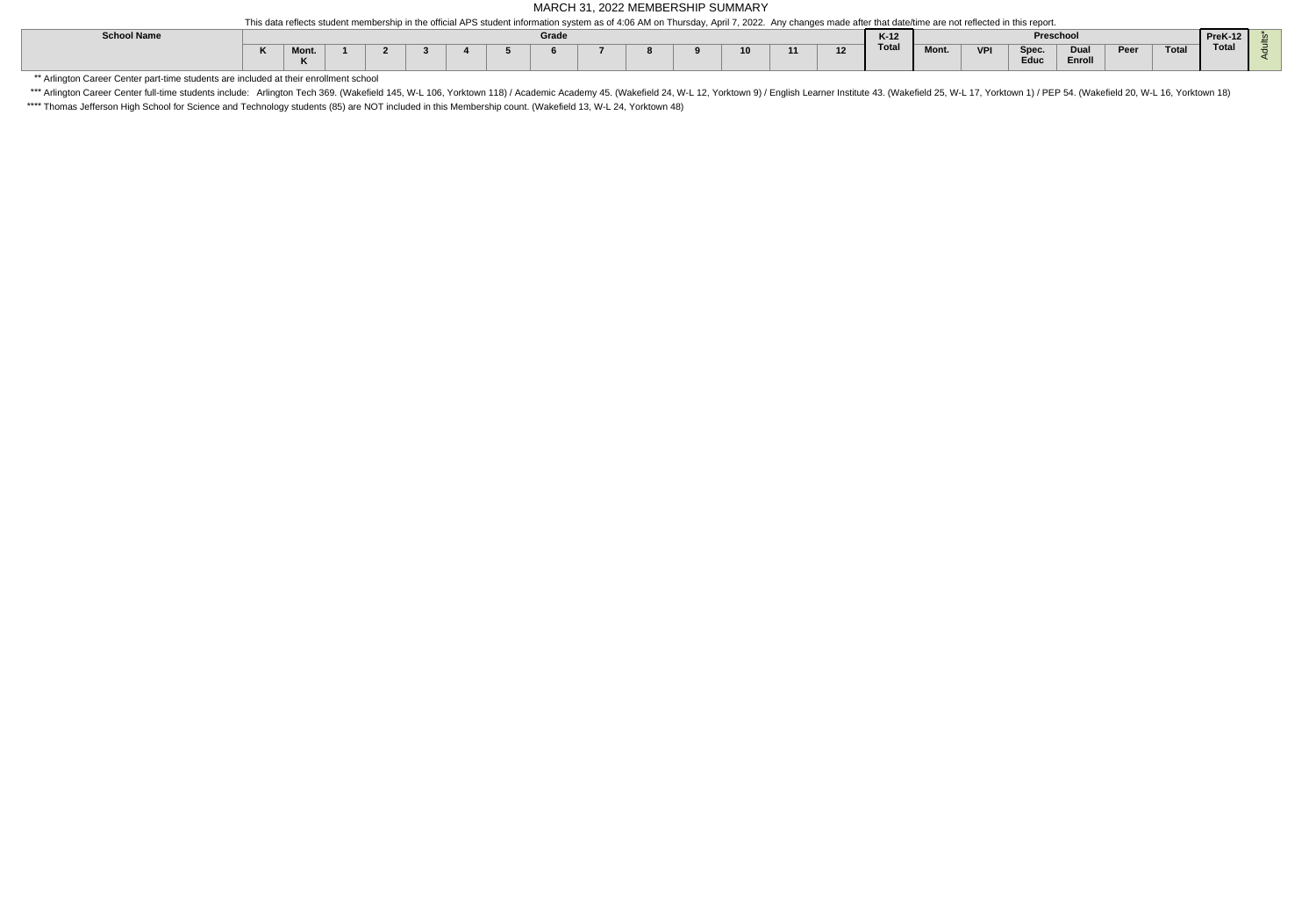MARCH 31, 2022 MEMBERSHIP SUMMARY

This data reflects student membership in the official APS student information system as of 4:06 AM on Thursday, April 7, 2022. Any changes made after that date/time are not reflected in this report.

| School Name | Grade | | | | | | | | | | | | | | K-12 | Preschool | | | | | | PreK-12 | Adults* |
|---|---|---|---|---|---|---|---|---|---|---|---|---|---|---|---|---|---|---|---|---|---|---|---|
| | K | Mont. K | 1 | 2 | 3 | 4 | 5 | 6 | 7 | 8 | 9 | 10 | 11 | 12 | Total | Mont. | VPI | Spec. Educ | Dual Enroll | Peer | Total | Total | |

** Arlington Career Center part-time students are included at their enrollment school

*** Arlington Career Center full-time students include: Arlington Tech 369. (Wakefield 145, W-L 106, Yorktown 118) / Academic Academy 45. (Wakefield 24, W-L 12, Yorktown 9) / English Learner Institute 43. (Wakefield 25, W-L 17, Yorktown 1) / PEP 54. (Wakefield 20, W-L 16, Yorktown 18)

**** Thomas Jefferson High School for Science and Technology students (85) are NOT included in this Membership count. (Wakefield 13, W-L 24, Yorktown 48)